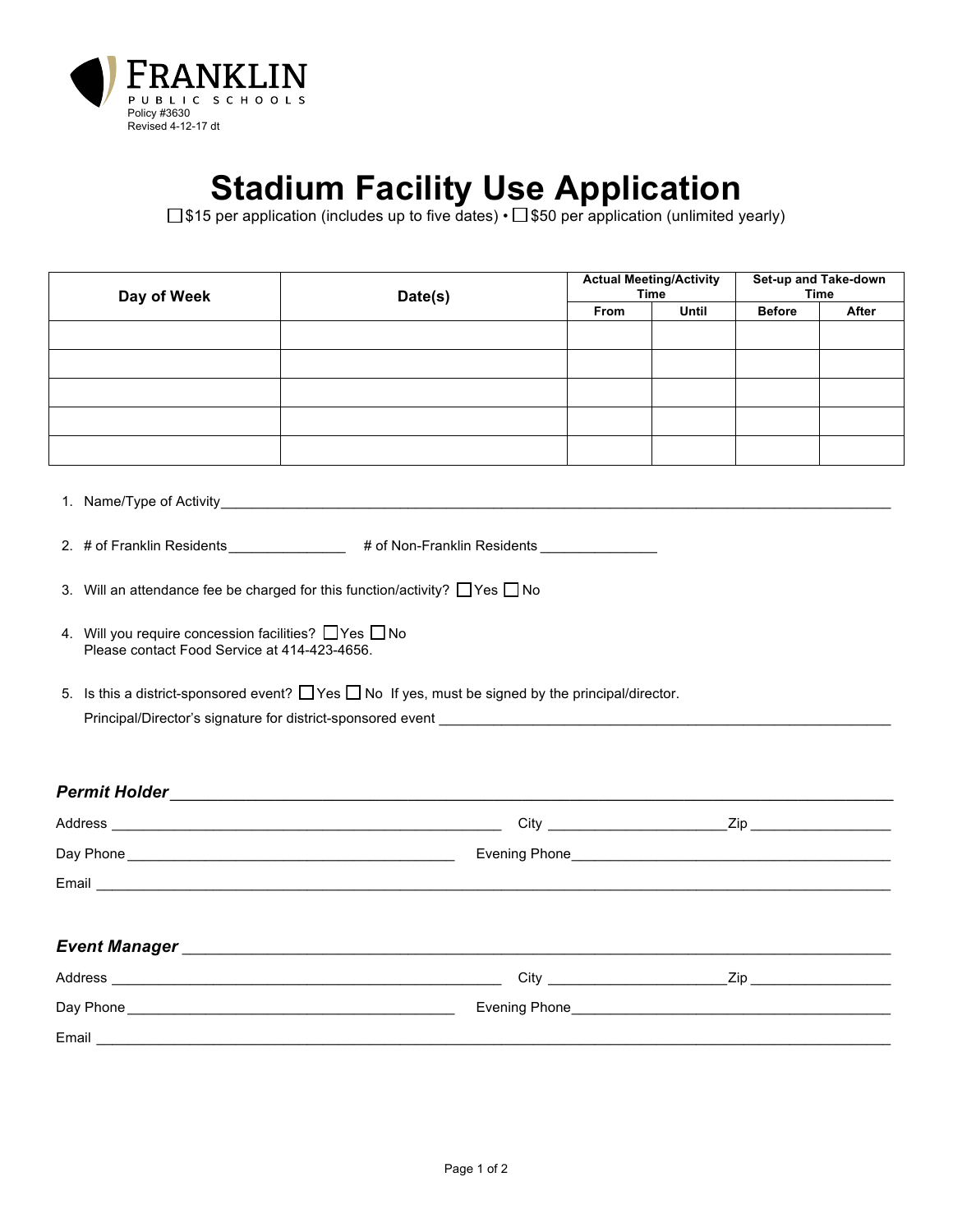FRANKLIN
PUBLIC SCHOOLS
Policy #3630
Revised 4-12-17 dt

# Stadium Facility Use Application

☐ $15 per application (includes up to five dates) • ☐ $50 per application (unlimited yearly)

| Day of Week | Date(s) | Actual Meeting/Activity Time | | Set-up and Take-down Time | |
|---|---|---|---|---|---|
| | | From | Until | Before | After |
| | | | | | |
| | | | | | |
| | | | | | |
| | | | | | |
| | | | | | |

1. Name/Type of Activity________________________________________________________________________

2. # of Franklin Residents _______________ # of Non-Franklin Residents _______________

3. Will an attendance fee be charged for this function/activity? ☐ Yes ☐ No

4. Will you require concession facilities? ☐ Yes ☐ No
   Please contact Food Service at 414-423-4656.

5. Is this a district-sponsored event? ☐ Yes ☐ No If yes, must be signed by the principal/director.
   Principal/Director's signature for district-sponsored event ____________________________________________

***Permit Holder*** ________________________________________________________________________

Address ______________________________________ City ____________________ Zip ________________

Day Phone ____________________________________ Evening Phone ____________________________________

Email ______________________________________________________________________________________

***Event Manager*** ________________________________________________________________________

Address ______________________________________ City ____________________ Zip ________________

Day Phone ____________________________________ Evening Phone ____________________________________

Email ______________________________________________________________________________________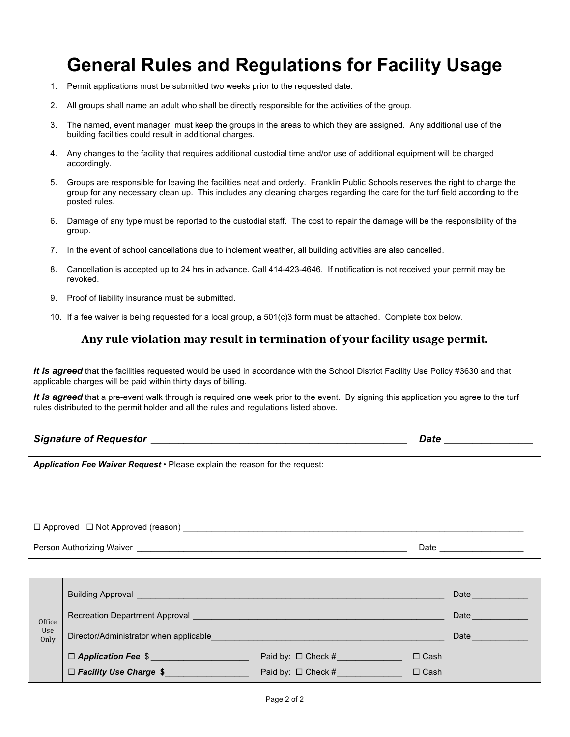# General Rules and Regulations for Facility Usage

1. Permit applications must be submitted two weeks prior to the requested date.
2. All groups shall name an adult who shall be directly responsible for the activities of the group.
3. The named, event manager, must keep the groups in the areas to which they are assigned. Any additional use of the building facilities could result in additional charges.
4. Any changes to the facility that requires additional custodial time and/or use of additional equipment will be charged accordingly.
5. Groups are responsible for leaving the facilities neat and orderly. Franklin Public Schools reserves the right to charge the group for any necessary clean up. This includes any cleaning charges regarding the care for the turf field according to the posted rules.
6. Damage of any type must be reported to the custodial staff. The cost to repair the damage will be the responsibility of the group.
7. In the event of school cancellations due to inclement weather, all building activities are also cancelled.
8. Cancellation is accepted up to 24 hrs in advance. Call 414-423-4646. If notification is not received your permit may be revoked.
9. Proof of liability insurance must be submitted.
10. If a fee waiver is being requested for a local group, a 501(c)3 form must be attached. Complete box below.

**Any rule violation may result in termination of your facility usage permit.**

***It is agreed*** that the facilities requested would be used in accordance with the School District Facility Use Policy #3630 and that applicable charges will be paid within thirty days of billing.

***It is agreed*** that a pre-event walk through is required one week prior to the event. By signing this application you agree to the turf rules distributed to the permit holder and all the rules and regulations listed above.

***Signature of Requestor*** ____________________________________________ ***Date*** ______________

***Application Fee Waiver Request*** • Please explain the reason for the request:

☐ Approved ☐ Not Approved (reason) ____________________________________________________________

Person Authorizing Waiver ____________________________________________ Date ______________

| | | | |
|---|---|---|---|
| Office Use Only | Building Approval ____________________________________________ | | Date ____________ |
| | Recreation Department Approval ____________________________________ | | Date ____________ |
| | Director/Administrator when applicable______________________________ | | Date ____________ |
| | ☐ ***Application Fee*** $ ____________________ | Paid by: ☐ Check #______________ | ☐ Cash |
| | ☐ ***Facility Use Charge*** $__________________ | Paid by: ☐ Check #______________ | ☐ Cash |